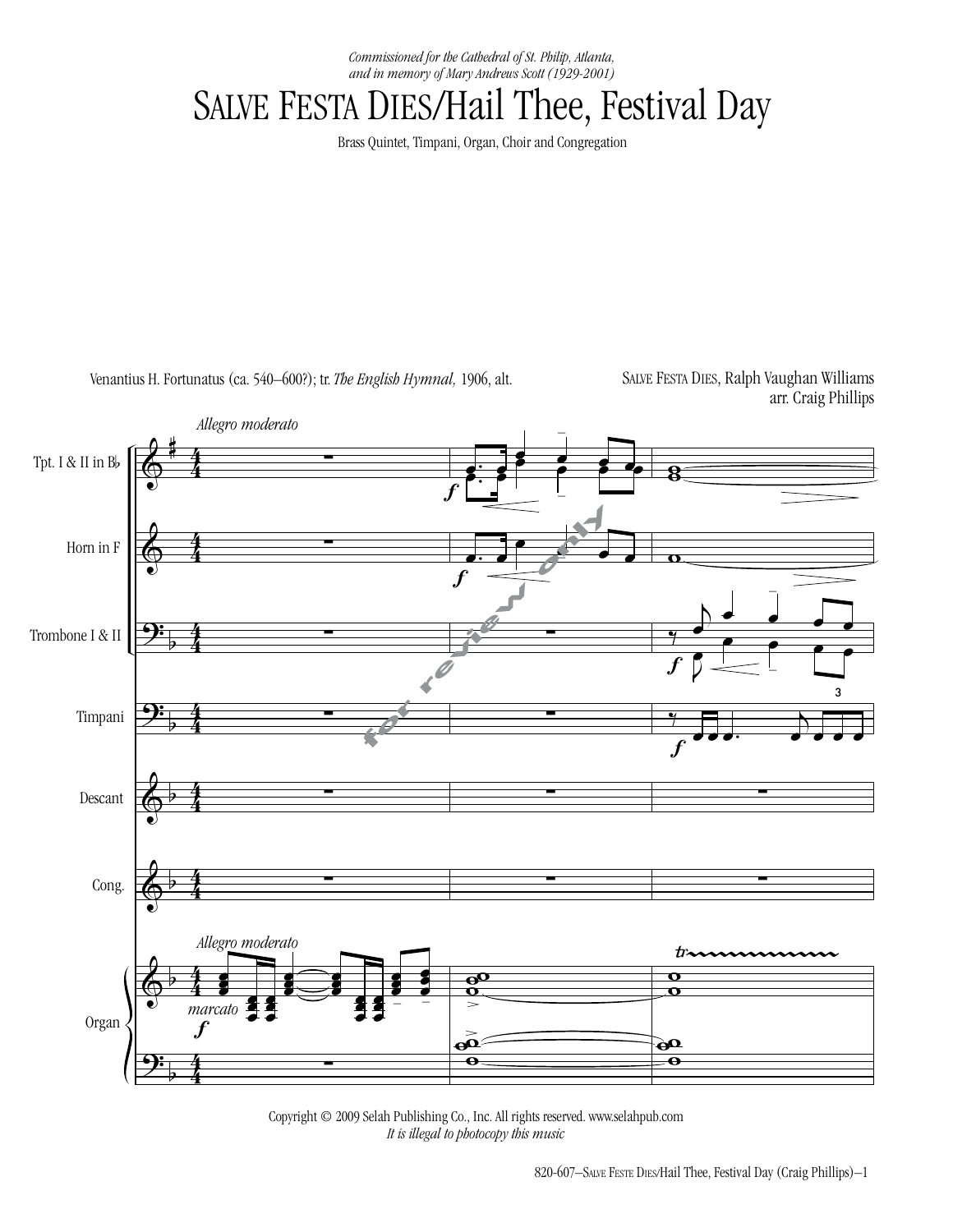*Commissioned for the Cathedral of St. Philip, Atlanta,*
*and in memory of Mary Andrews Scott (1929-2001)*

# SALVE FESTA DIES/Hail Thee, Festival Day

Brass Quintet, Timpani, Organ, Choir and Congregation

Venantius H. Fortunatus (ca. 540–600?); tr. *The English Hymnal,* 1906, alt.

SALVE FESTA DIES, Ralph Vaughan Williams
arr. Craig Phillips

Copyright © 2009 Selah Publishing Co., Inc. All rights reserved. www.selahpub.com
*It is illegal to photocopy this music*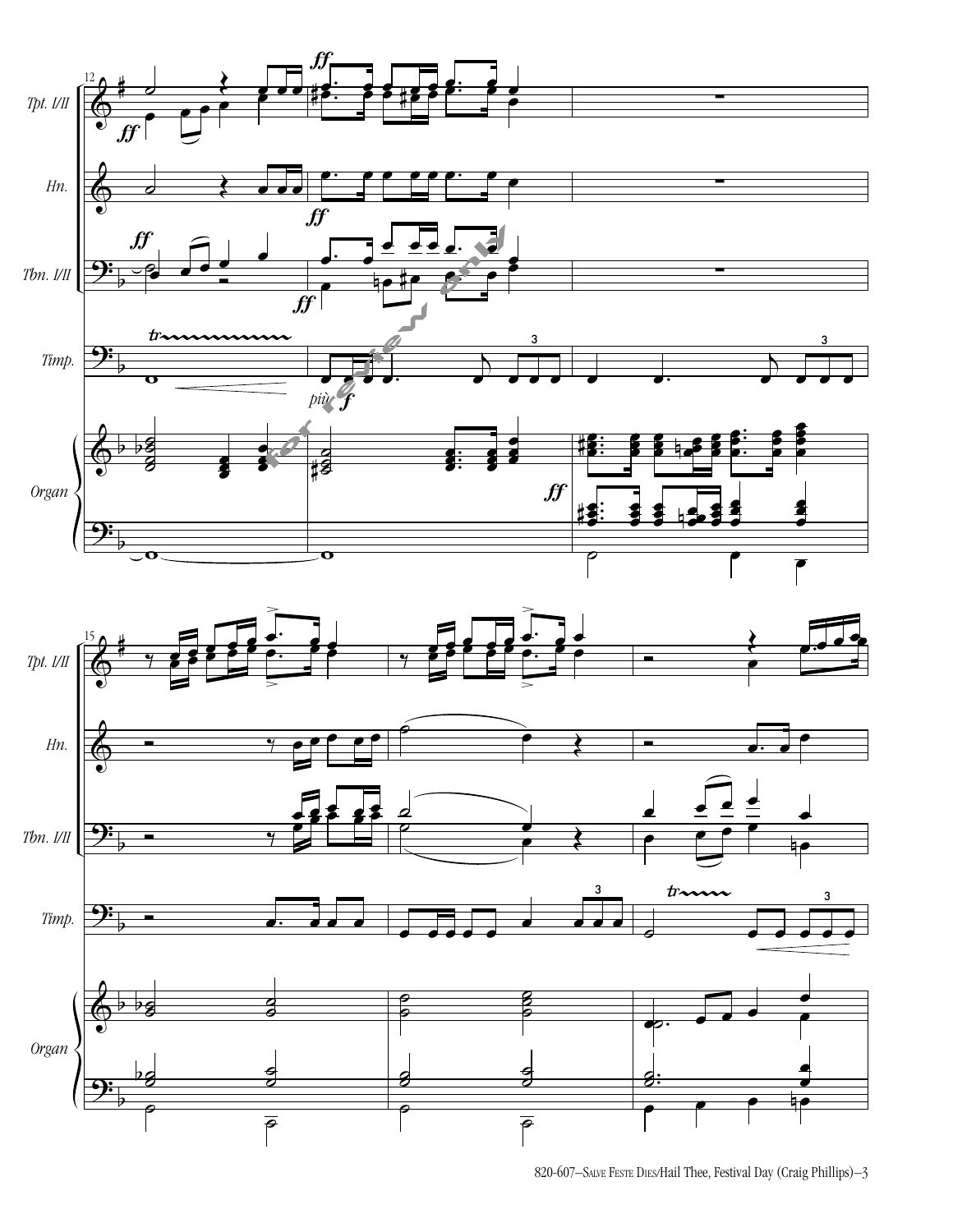Tpt. I/II

Hn.

Tbn. I/II

Timp.

Organ

Tpt. I/II

Hn.

Tbn. I/II

Timp.

Organ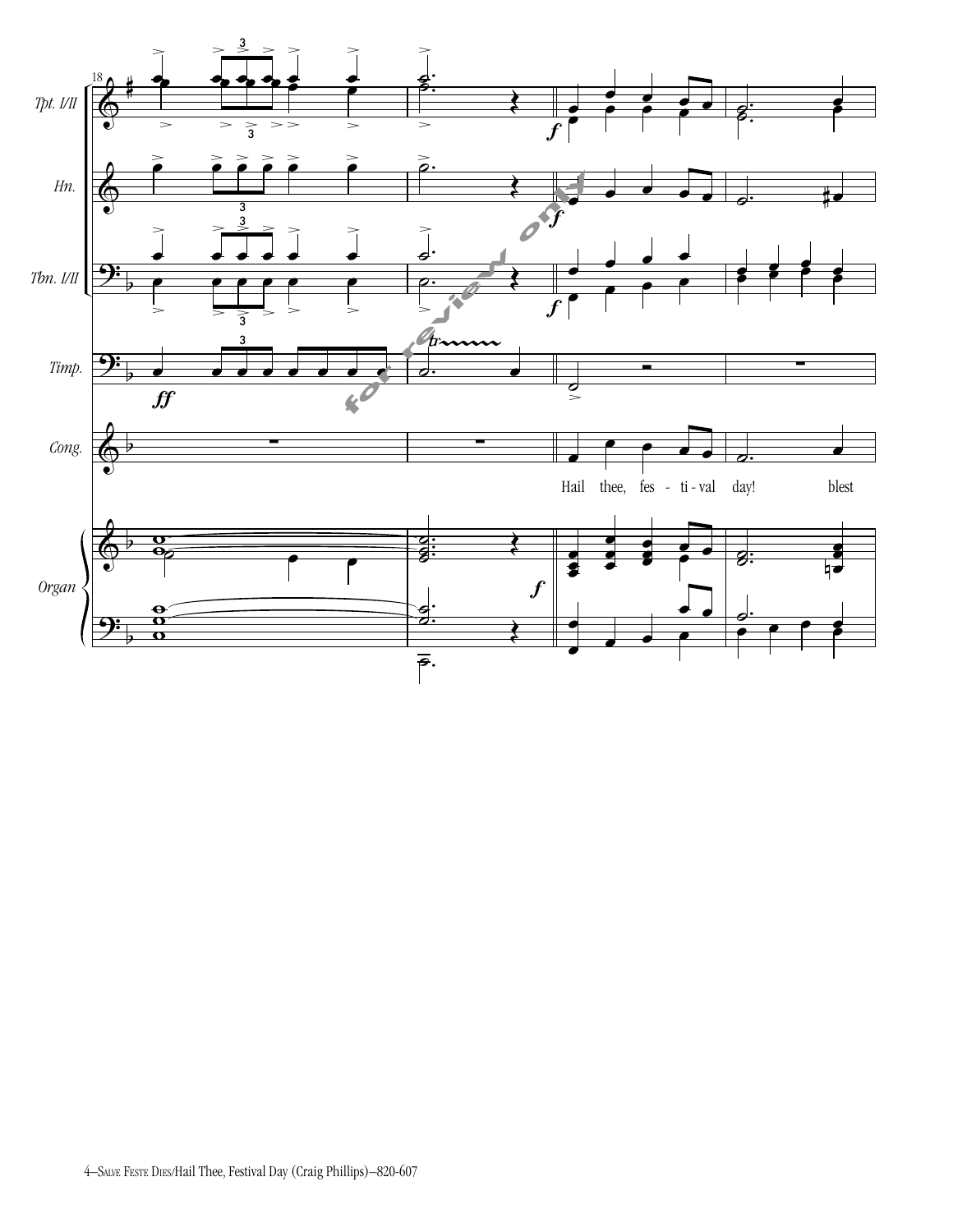Hail thee, fes - ti - val day! blest